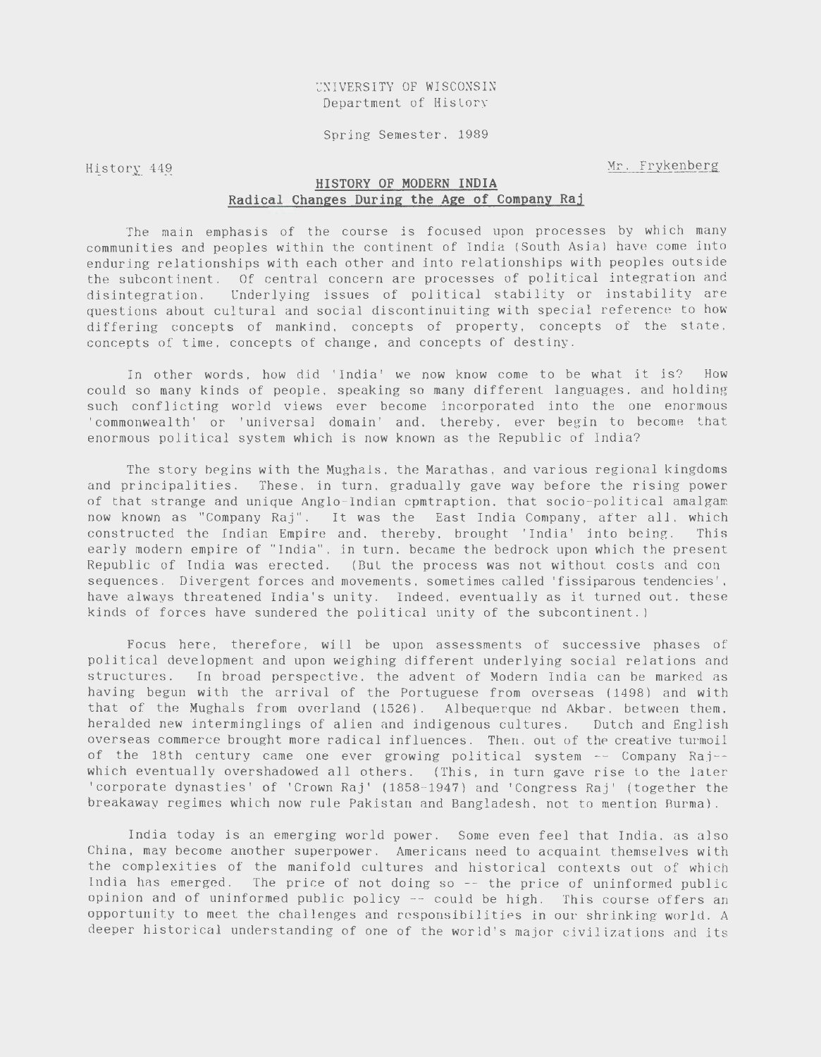UNIVERSITY OF WISCONSIN
Department of History

Spring Semester, 1989

History 449 Mr. Frykenberg

## HISTORY OF MODERN INDIA
### Radical Changes During the Age of Company Raj

The main emphasis of the course is focused upon processes by which many communities and peoples within the continent of India (South Asia) have come into enduring relationships with each other and into relationships with peoples outside the subcontinent. Of central concern are processes of political integration and disintegration. Underlying issues of political stability or instability are questions about cultural and social discontinuiting with special reference to how differing concepts of mankind, concepts of property, concepts of the state, concepts of time, concepts of change, and concepts of destiny.

In other words, how did 'India' we now know come to be what it is? How could so many kinds of people, speaking so many different languages, and holding such conflicting world views ever become incorporated into the one enormous 'commonwealth' or 'universal domain' and, thereby, ever begin to become that enormous political system which is now known as the Republic of India?

The story begins with the Mughals, the Marathas, and various regional kingdoms and principalities. These, in turn, gradually gave way before the rising power of that strange and unique Anglo-Indian cpmtraption, that socio-political amalgam now known as "Company Raj". It was the East India Company, after all, which constructed the Indian Empire and, thereby, brought 'India' into being. This early modern empire of "India", in turn, became the bedrock upon which the present Republic of India was erected. (But the process was not without costs and con sequences. Divergent forces and movements, sometimes called 'fissiparous tendencies', have always threatened India's unity. Indeed, eventually as it turned out, these kinds of forces have sundered the political unity of the subcontinent.)

Focus here, therefore, will be upon assessments of successive phases of political development and upon weighing different underlying social relations and structures. In broad perspective, the advent of Modern India can be marked as having begun with the arrival of the Portuguese from overseas (1498) and with that of the Mughals from overland (1526). Albequerque nd Akbar, between them, heralded new interminglings of alien and indigenous cultures. Dutch and English overseas commerce brought more radical influences. Then, out of the creative turmoil of the 18th century came one ever growing political system -- Company Raj-- which eventually overshadowed all others. (This, in turn gave rise to the later 'corporate dynasties' of 'Crown Raj' (1858-1947) and 'Congress Raj' (together the breakaway regimes which now rule Pakistan and Bangladesh, not to mention Burma).

India today is an emerging world power. Some even feel that India, as also China, may become another superpower. Americans need to acquaint themselves with the complexities of the manifold cultures and historical contexts out of which India has emerged. The price of not doing so -- the price of uninformed public opinion and of uninformed public policy -- could be high. This course offers an opportunity to meet the challenges and responsibilities in our shrinking world. A deeper historical understanding of one of the world's major civilizations and its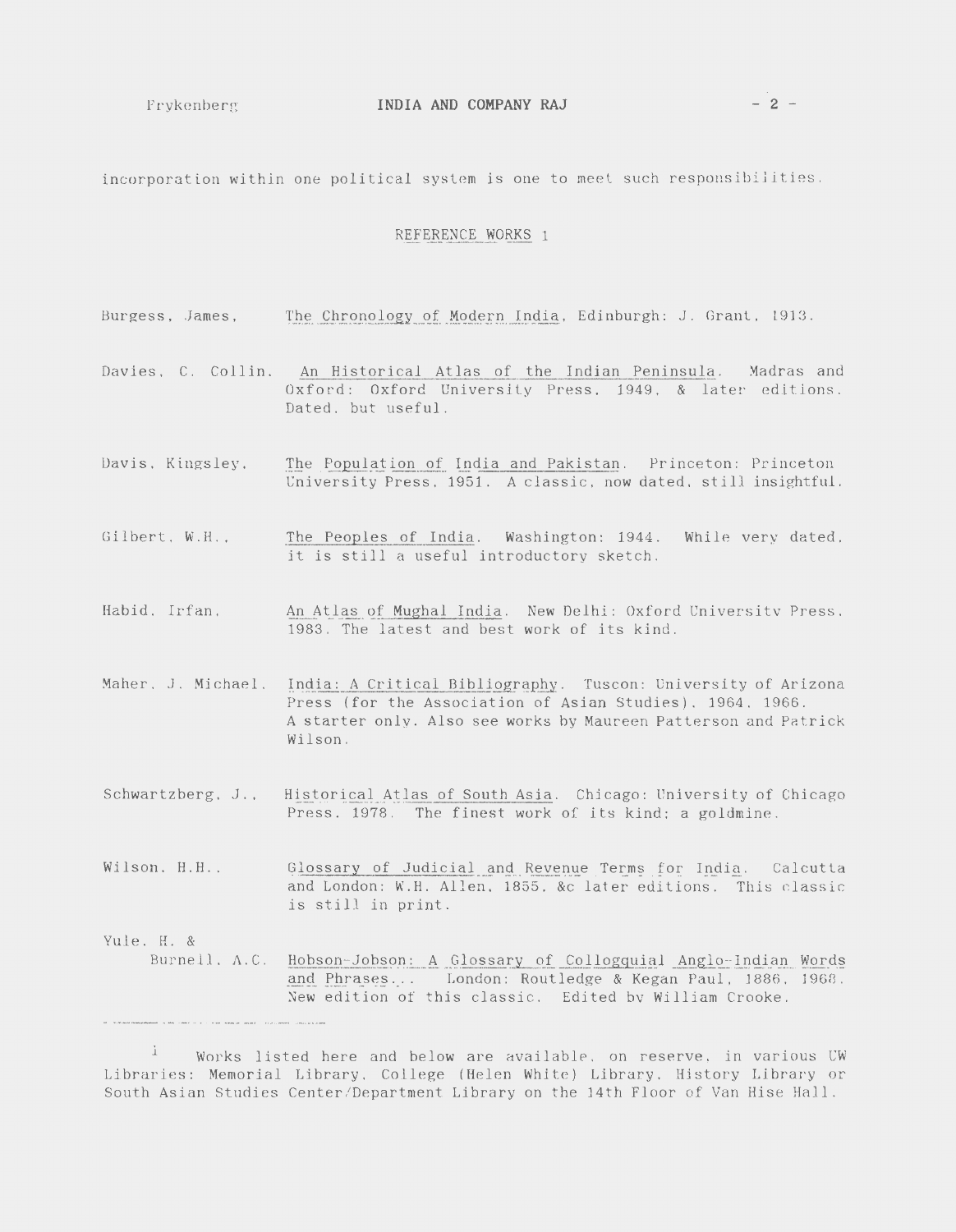incorporation within one political system is one to meet such responsibilities.

## REFERENCE WORKS [1]

Burgess, James, The Chronology of Modern India, Edinburgh: J. Grant, 1913.

Davies, C. Collin. An Historical Atlas of the Indian Peninsula. Madras and Oxford: Oxford University Press, 1949, & later editions. Dated, but useful.

Davis, Kingsley. The Population of India and Pakistan. Princeton: Princeton University Press, 1951. A classic, now dated, still insightful.

Gilbert, W.H., The Peoples of India. Washington: 1944. While very dated, it is still a useful introductory sketch.

Habid, Irfan. An Atlas of Mughal India. New Delhi: Oxford University Press, 1983. The latest and best work of its kind.

Maher, J. Michael. India: A Critical Bibliography. Tuscon: University of Arizona Press (for the Association of Asian Studies), 1964, 1966. A starter only. Also see works by Maureen Patterson and Patrick Wilson.

Schwartzberg, J., Historical Atlas of South Asia. Chicago: University of Chicago Press, 1978. The finest work of its kind; a goldmine.

Wilson, H.H., Glossary of Judicial and Revenue Terms for India. Calcutta and London: W.H. Allen, 1855, &c later editions. This classic is still in print.

Yule, H. & Burnell, A.C. Hobson-Jobson: A Glossary of Collogquial Anglo-Indian Words and Phrases.... London: Routledge & Kegan Paul, 1886, 1968. New edition of this classic. Edited by William Crooke.

---

[1] Works listed here and below are available, on reserve, in various UW Libraries: Memorial Library, College (Helen White) Library, History Library or South Asian Studies Center/Department Library on the 14th Floor of Van Hise Hall.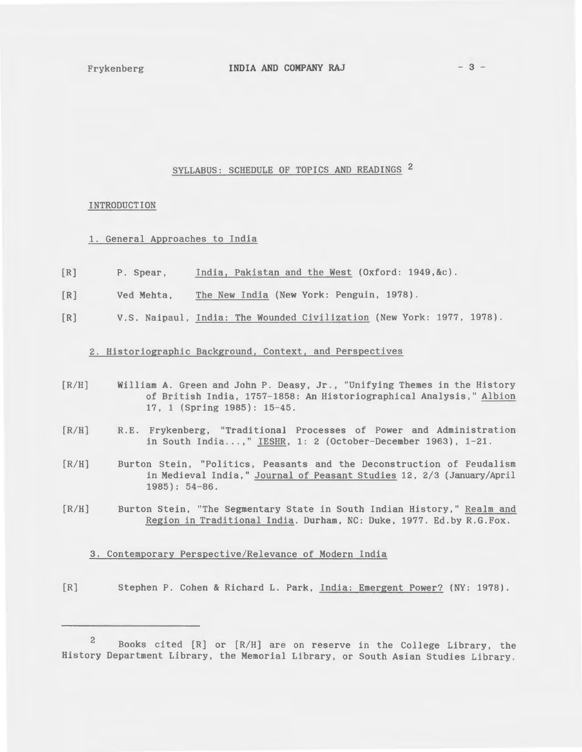## SYLLABUS: SCHEDULE OF TOPICS AND READINGS [2]

### INTRODUCTION

#### 1. General Approaches to India

[R] P. Spear, _India, Pakistan and the West_ (Oxford: 1949,&c).

[R] Ved Mehta, _The New India_ (New York: Penguin, 1978).

[R] V.S. Naipaul, _India: The Wounded Civilization_ (New York: 1977, 1978).

#### 2. Historiographic Background, Context, and Perspectives

[R/H] William A. Green and John P. Deasy, Jr., "Unifying Themes in the History of British India, 1757-1858: An Historiographical Analysis," _Albion_ 17, 1 (Spring 1985): 15-45.

[R/H] R.E. Frykenberg, "Traditional Processes of Power and Administration in South India...," _IESHR_, 1: 2 (October-December 1963), 1-21.

[R/H] Burton Stein, "Politics, Peasants and the Deconstruction of Feudalism in Medieval India," _Journal of Peasant Studies_ 12, 2/3 (January/April 1985): 54-86.

[R/H] Burton Stein, "The Segmentary State in South Indian History," _Realm and Region in Traditional India_. Durham, NC: Duke, 1977. Ed.by R.G.Fox.

#### 3. Contemporary Perspective/Relevance of Modern India

[R] Stephen P. Cohen & Richard L. Park, _India: Emergent Power?_ (NY: 1978).

---

[2] Books cited [R] or [R/H] are on reserve in the College Library, the History Department Library, the Memorial Library, or South Asian Studies Library.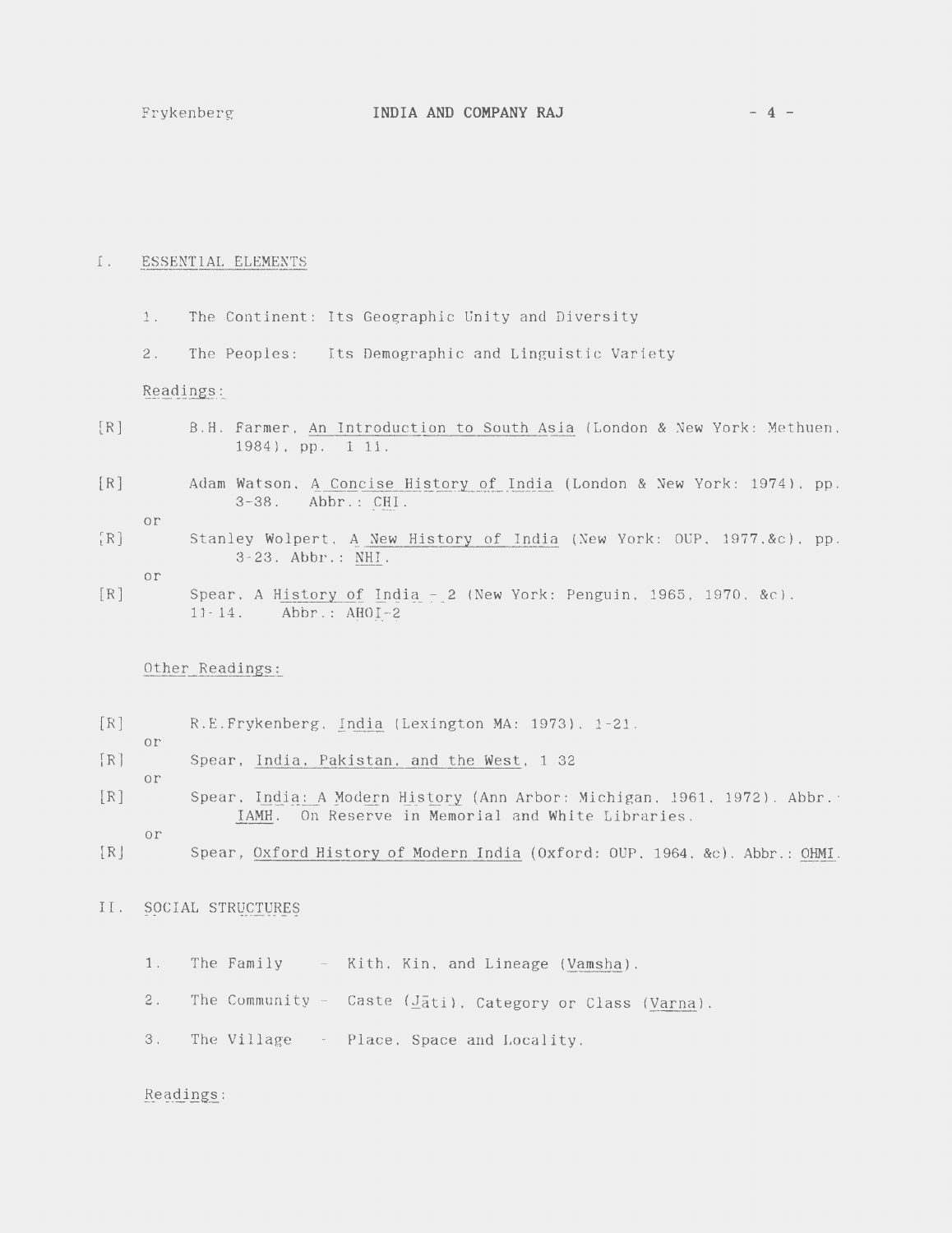## I. ESSENTIAL ELEMENTS

1. The Continent: Its Geographic Unity and Diversity

2. The Peoples: Its Demographic and Linguistic Variety

Readings:

[R] B.H. Farmer, An Introduction to South Asia (London & New York: Methuen, 1984), pp. 1 11.

[R] Adam Watson, A Concise History of India (London & New York: 1974), pp. 3-38. Abbr.: CHI.

or

[R] Stanley Wolpert, A New History of India (New York: OUP, 1977,&c), pp. 3-23. Abbr.: NHI.

or

[R] Spear, A History of India - 2 (New York: Penguin, 1965, 1970, &c). 11-14. Abbr.: AHOI-2

Other Readings:

[R] R.E.Frykenberg, India (Lexington MA: 1973), 1-21.

or

[R] Spear, India, Pakistan, and the West, 1 32

or

[R] Spear, India: A Modern History (Ann Arbor: Michigan, 1961, 1972). Abbr.: IAMH. On Reserve in Memorial and White Libraries.

or

[R] Spear, Oxford History of Modern India (Oxford: OUP, 1964, &c). Abbr.: OHMI.

## II. SOCIAL STRUCTURES

1. The Family - Kith, Kin, and Lineage (Vamsha).

2. The Community - Caste (Jāti), Category or Class (Varna).

3. The Village - Place, Space and Locality.

Readings: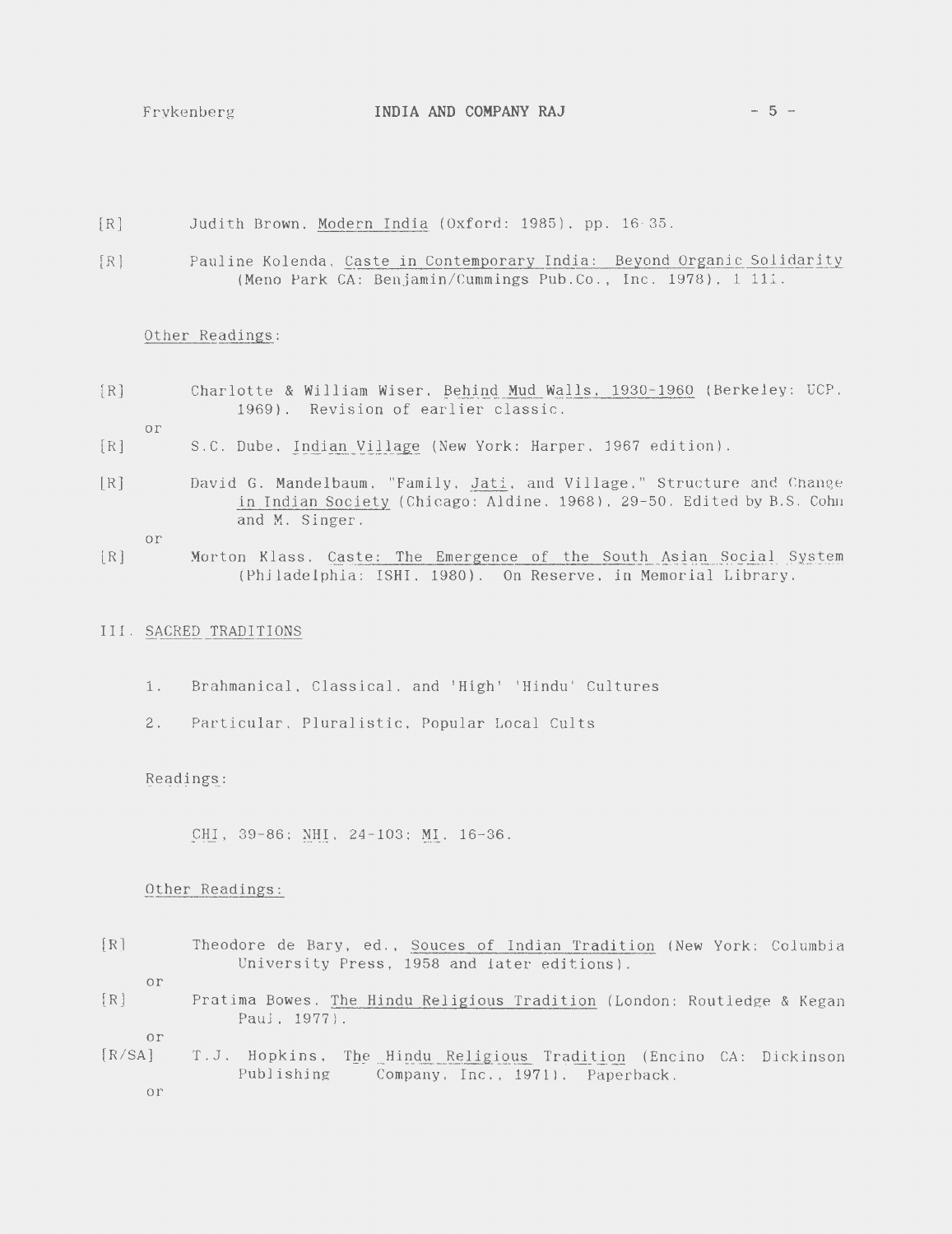[R] Judith Brown, Modern India (Oxford: 1985), pp. 16-35.

[R] Pauline Kolenda, Caste in Contemporary India: Beyond Organic Solidarity (Meno Park CA: Benjamin/Cummings Pub.Co., Inc. 1978), 1-111.

Other Readings:

[R] Charlotte & William Wiser, Behind Mud Walls, 1930-1960 (Berkeley: UCP, 1969). Revision of earlier classic.

or

[R] S.C. Dube, Indian Village (New York: Harper, 1967 edition).

[R] David G. Mandelbaum, "Family, Jati, and Village," Structure and Change in Indian Society (Chicago: Aldine, 1968), 29-50. Edited by B.S. Cohn and M. Singer.

or

[R] Morton Klass, Caste: The Emergence of the South Asian Social System (Philadelphia: ISHI, 1980). On Reserve, in Memorial Library.

III. SACRED TRADITIONS

1. Brahmanical, Classical, and 'High' 'Hindu' Cultures
2. Particular, Pluralistic, Popular Local Cults

Readings:

CHI, 39-86; NHI, 24-103; MI, 16-36.

Other Readings:

[R] Theodore de Bary, ed., Souces of Indian Tradition (New York: Columbia University Press, 1958 and later editions).

or

[R] Pratima Bowes, The Hindu Religious Tradition (London: Routledge & Kegan Paul, 1977).

or

[R/SA] T.J. Hopkins, The Hindu Religious Tradition (Encino CA: Dickinson Publishing Company, Inc., 1971). Paperback.

or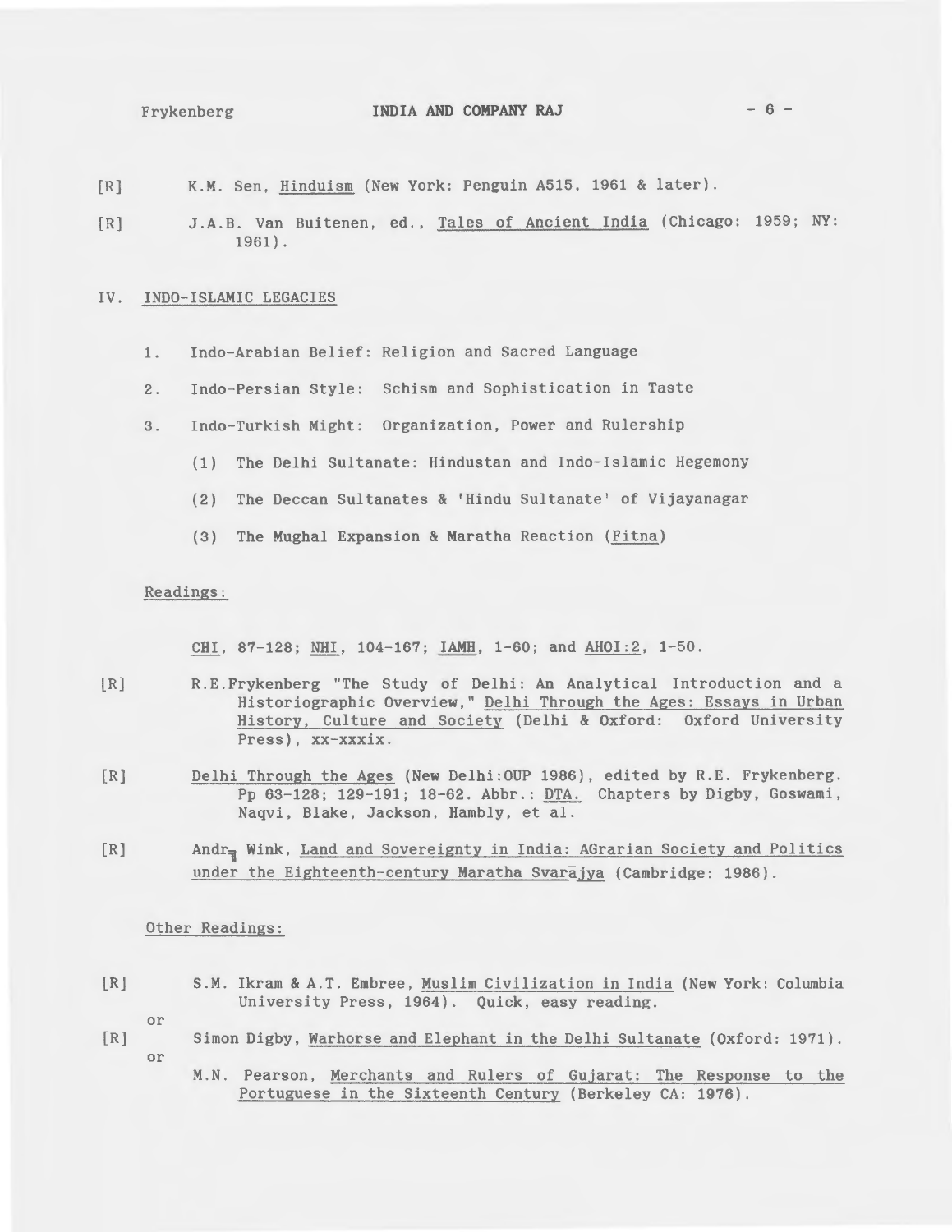[R] K.M. Sen, Hinduism (New York: Penguin A515, 1961 & later).

[R] J.A.B. Van Buitenen, ed., Tales of Ancient India (Chicago: 1959; NY: 1961).

## IV. INDO-ISLAMIC LEGACIES

1. Indo-Arabian Belief: Religion and Sacred Language

2. Indo-Persian Style: Schism and Sophistication in Taste

3. Indo-Turkish Might: Organization, Power and Rulership

   (1) The Delhi Sultanate: Hindustan and Indo-Islamic Hegemony

   (2) The Deccan Sultanates & 'Hindu Sultanate' of Vijayanagar

   (3) The Mughal Expansion & Maratha Reaction (Fitna)

### Readings:

CHI, 87-128; NHI, 104-167; IAMH, 1-60; and AHOI:2, 1-50.

[R] R.E.Frykenberg "The Study of Delhi: An Analytical Introduction and a Historiographic Overview," Delhi Through the Ages: Essays in Urban History, Culture and Society (Delhi & Oxford: Oxford University Press), xx-xxxix.

[R] Delhi Through the Ages (New Delhi:OUP 1986), edited by R.E. Frykenberg. Pp 63-128; 129-191; 18-62. Abbr.: DTA. Chapters by Digby, Goswami, Naqvi, Blake, Jackson, Hambly, et al.

[R] André Wink, Land and Sovereignty in India: AGrarian Society and Politics under the Eighteenth-century Maratha Svarājya (Cambridge: 1986).

### Other Readings:

[R] S.M. Ikram & A.T. Embree, Muslim Civilization in India (New York: Columbia University Press, 1964). Quick, easy reading.

or

[R] Simon Digby, Warhorse and Elephant in the Delhi Sultanate (Oxford: 1971).

or

M.N. Pearson, Merchants and Rulers of Gujarat: The Response to the Portuguese in the Sixteenth Century (Berkeley CA: 1976).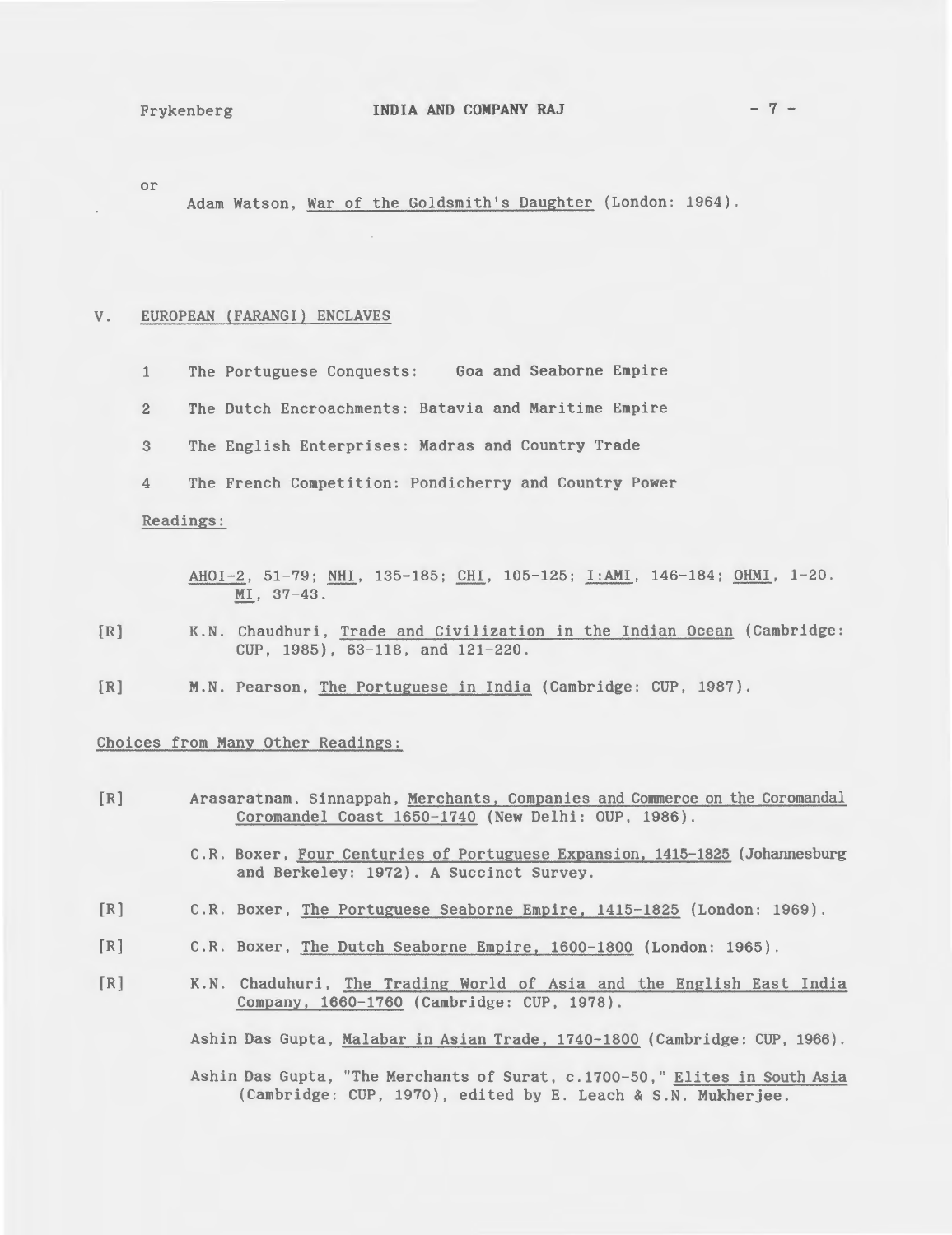or

Adam Watson, War of the Goldsmith's Daughter (London: 1964).

## V. EUROPEAN (FARANGI) ENCLAVES

1. The Portuguese Conquests: Goa and Seaborne Empire
2. The Dutch Encroachments: Batavia and Maritime Empire
3. The English Enterprises: Madras and Country Trade
4. The French Competition: Pondicherry and Country Power

Readings:

AHOI-2, 51-79; NHI, 135-185; CHI, 105-125; I:AMI, 146-184; OHMI, 1-20. MI, 37-43.

[R] K.N. Chaudhuri, Trade and Civilization in the Indian Ocean (Cambridge: CUP, 1985), 63-118, and 121-220.

[R] M.N. Pearson, The Portuguese in India (Cambridge: CUP, 1987).

Choices from Many Other Readings:

[R] Arasaratnam, Sinnappah, Merchants, Companies and Commerce on the Coromandal Coromandel Coast 1650-1740 (New Delhi: OUP, 1986).

C.R. Boxer, Four Centuries of Portuguese Expansion, 1415-1825 (Johannesburg and Berkeley: 1972). A Succinct Survey.

[R] C.R. Boxer, The Portuguese Seaborne Empire, 1415-1825 (London: 1969).

[R] C.R. Boxer, The Dutch Seaborne Empire, 1600-1800 (London: 1965).

[R] K.N. Chaduhuri, The Trading World of Asia and the English East India Company, 1660-1760 (Cambridge: CUP, 1978).

Ashin Das Gupta, Malabar in Asian Trade, 1740-1800 (Cambridge: CUP, 1966).

Ashin Das Gupta, "The Merchants of Surat, c.1700-50," Elites in South Asia (Cambridge: CUP, 1970), edited by E. Leach & S.N. Mukherjee.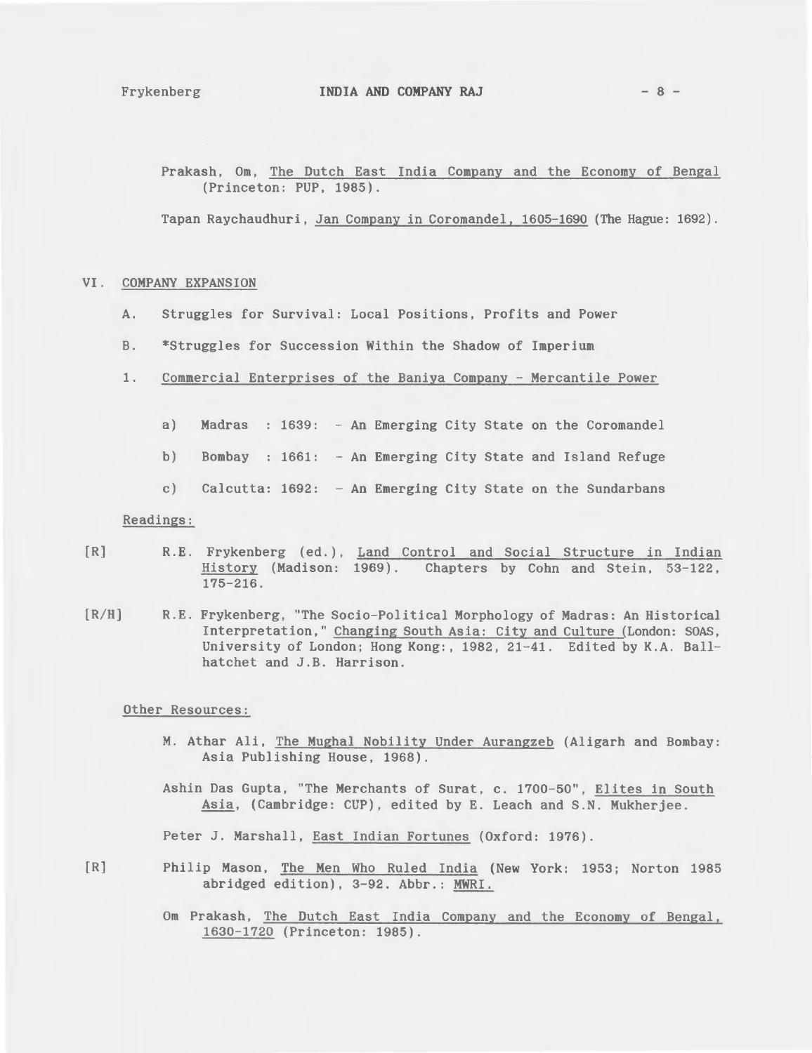Prakash, Om, The Dutch East India Company and the Economy of Bengal (Princeton: PUP, 1985).

Tapan Raychaudhuri, Jan Company in Coromandel, 1605-1690 (The Hague: 1692).

## VI. COMPANY EXPANSION

A. Struggles for Survival: Local Positions, Profits and Power

B. *Struggles for Succession Within the Shadow of Imperium

1. Commercial Enterprises of the Baniya Company - Mercantile Power

   a) Madras : 1639: - An Emerging City State on the Coromandel

   b) Bombay : 1661: - An Emerging City State and Island Refuge

   c) Calcutta: 1692: - An Emerging City State on the Sundarbans

Readings:

[R] R.E. Frykenberg (ed.), Land Control and Social Structure in Indian History (Madison: 1969). Chapters by Cohn and Stein, 53-122, 175-216.

[R/H] R.E. Frykenberg, "The Socio-Political Morphology of Madras: An Historical Interpretation," Changing South Asia: City and Culture (London: SOAS, University of London; Hong Kong:, 1982, 21-41. Edited by K.A. Ballhatchet and J.B. Harrison.

Other Resources:

M. Athar Ali, The Mughal Nobility Under Aurangzeb (Aligarh and Bombay: Asia Publishing House, 1968).

Ashin Das Gupta, "The Merchants of Surat, c. 1700-50", Elites in South Asia, (Cambridge: CUP), edited by E. Leach and S.N. Mukherjee.

Peter J. Marshall, East Indian Fortunes (Oxford: 1976).

[R] Philip Mason, The Men Who Ruled India (New York: 1953; Norton 1985 abridged edition), 3-92. Abbr.: MWRI.

Om Prakash, The Dutch East India Company and the Economy of Bengal, 1630-1720 (Princeton: 1985).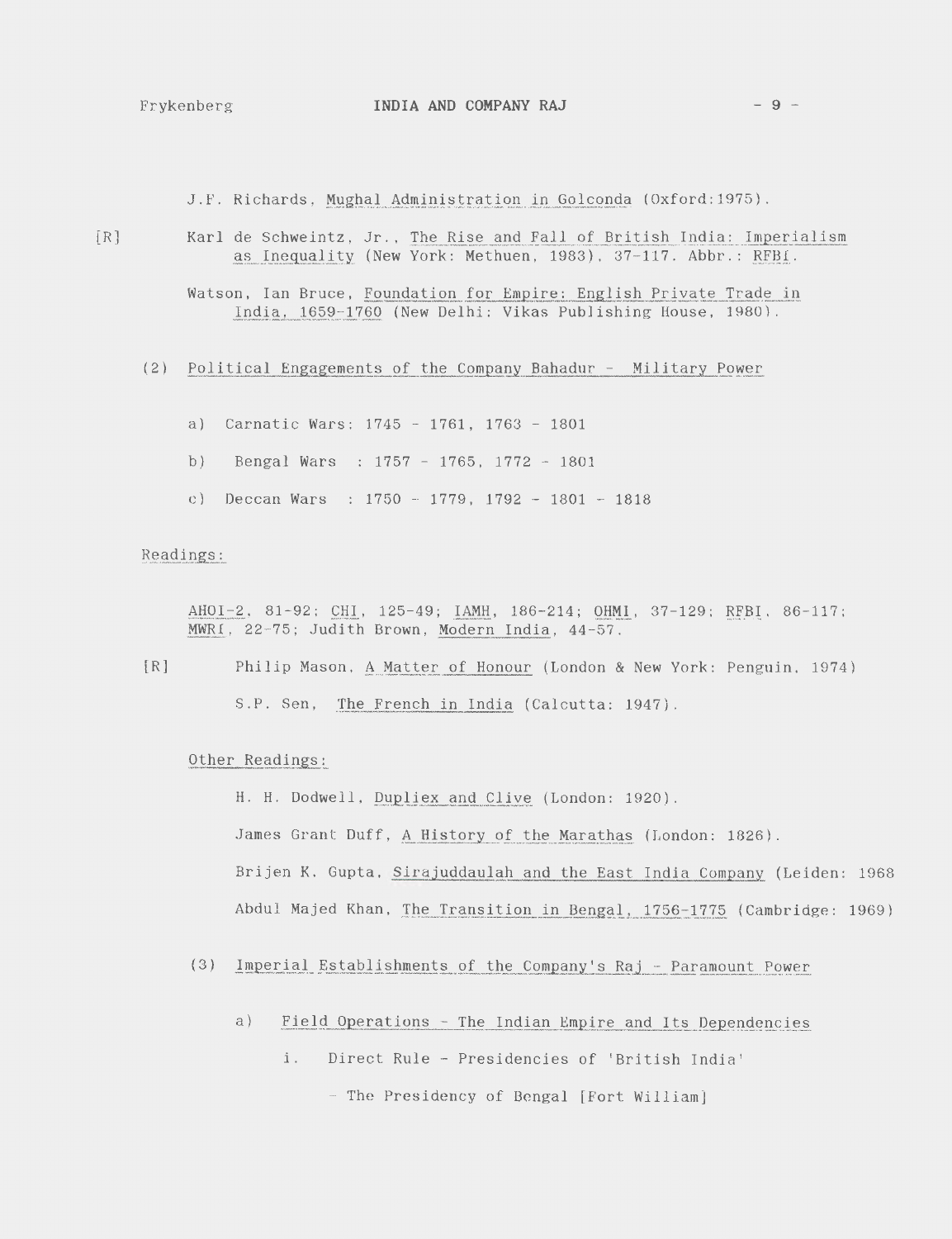J.F. Richards, Mughal Administration in Golconda (Oxford:1975).

[R] Karl de Schweintz, Jr., The Rise and Fall of British India: Imperialism as Inequality (New York: Methuen, 1983), 37-117. Abbr.: RFBI.

Watson, Ian Bruce, Foundation for Empire: English Private Trade in India, 1659-1760 (New Delhi: Vikas Publishing House, 1980).

(2) Political Engagements of the Company Bahadur - Military Power

a) Carnatic Wars: 1745 - 1761, 1763 - 1801

b) Bengal Wars : 1757 - 1765, 1772 - 1801

c) Deccan Wars : 1750 - 1779, 1792 - 1801 - 1818

Readings:

AHOI-2, 81-92; CHI, 125-49; IAMH, 186-214; OHMI, 37-129; RFBI, 86-117; MWRI, 22-75; Judith Brown, Modern India, 44-57.

[R] Philip Mason, A Matter of Honour (London & New York: Penguin, 1974)

S.P. Sen, The French in India (Calcutta: 1947).

Other Readings:

H. H. Dodwell, Dupliex and Clive (London: 1920).

James Grant Duff, A History of the Marathas (London: 1826).

Brijen K. Gupta, Sirajuddaulah and the East India Company (Leiden: 1968

Abdul Majed Khan, The Transition in Bengal, 1756-1775 (Cambridge: 1969)

(3) Imperial Establishments of the Company's Raj - Paramount Power

a) Field Operations - The Indian Empire and Its Dependencies

i. Direct Rule - Presidencies of 'British India'

- The Presidency of Bengal [Fort William]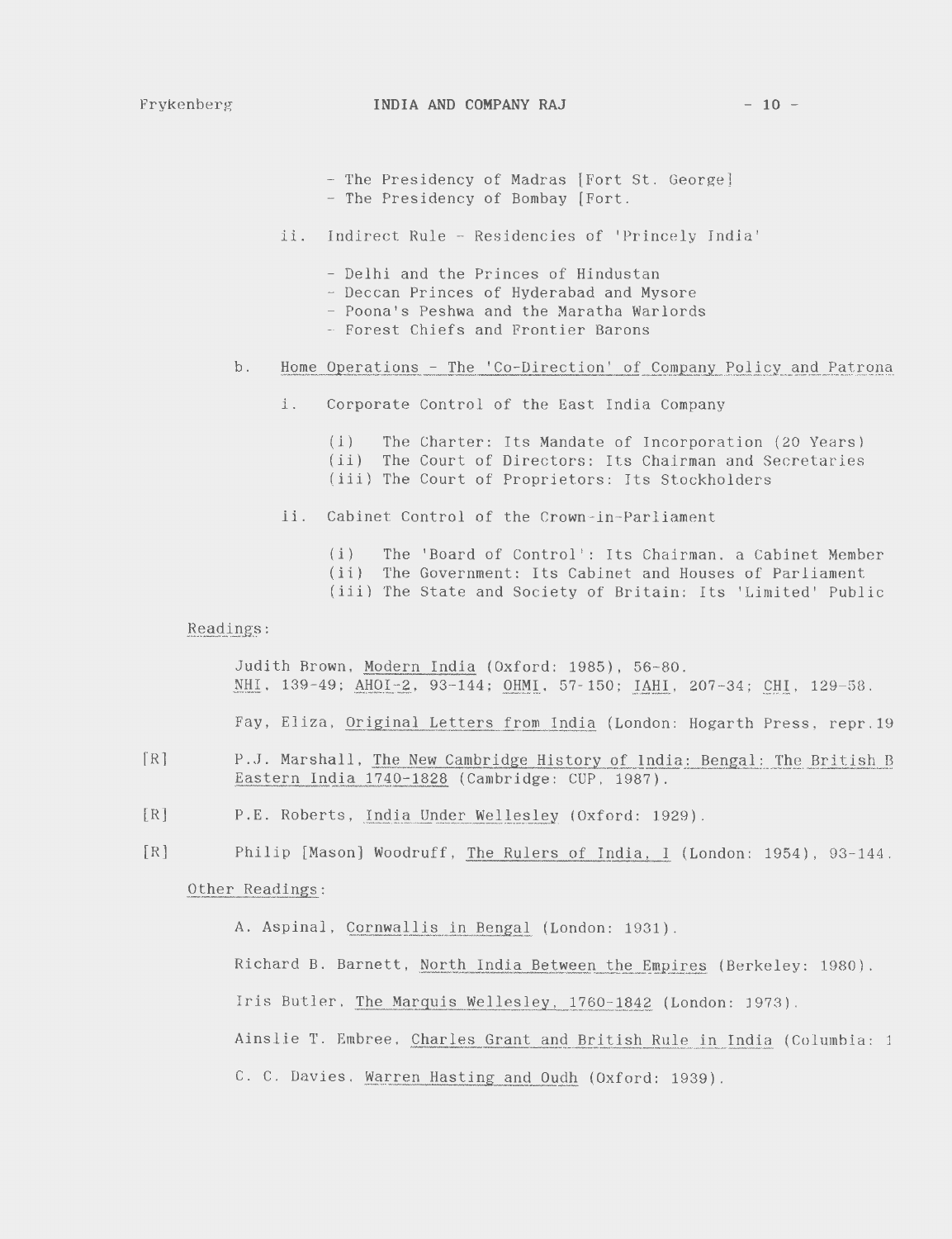- The Presidency of Madras [Fort St. George]
- The Presidency of Bombay [Fort.

ii. Indirect Rule - Residencies of 'Princely India'

- Delhi and the Princes of Hindustan
- Deccan Princes of Hyderabad and Mysore
- Poona's Peshwa and the Maratha Warlords
- Forest Chiefs and Frontier Barons

b. Home Operations - The 'Co-Direction' of Company Policy and Patrona

i. Corporate Control of the East India Company

(i) The Charter: Its Mandate of Incorporation (20 Years)
(ii) The Court of Directors: Its Chairman and Secretaries
(iii) The Court of Proprietors: Its Stockholders

ii. Cabinet Control of the Crown-in-Parliament

(i) The 'Board of Control': Its Chairman, a Cabinet Member
(ii) The Government: Its Cabinet and Houses of Parliament
(iii) The State and Society of Britain: Its 'Limited' Public

Readings:

Judith Brown, Modern India (Oxford: 1985), 56-80.
NHI, 139-49; AHOI-2, 93-144; OHMI, 57-150; IAHI, 207-34; CHI, 129-58.

Fay, Eliza, Original Letters from India (London: Hogarth Press, repr.19

[R] P.J. Marshall, The New Cambridge History of India: Bengal: The British B Eastern India 1740-1828 (Cambridge: CUP, 1987).

[R] P.E. Roberts, India Under Wellesley (Oxford: 1929).

[R] Philip [Mason] Woodruff, The Rulers of India, I (London: 1954), 93-144.

Other Readings:

A. Aspinal, Cornwallis in Bengal (London: 1931).

Richard B. Barnett, North India Between the Empires (Berkeley: 1980).

Iris Butler, The Marquis Wellesley, 1760-1842 (London: 1973).

Ainslie T. Embree, Charles Grant and British Rule in India (Columbia: 1

C. C. Davies, Warren Hasting and Oudh (Oxford: 1939).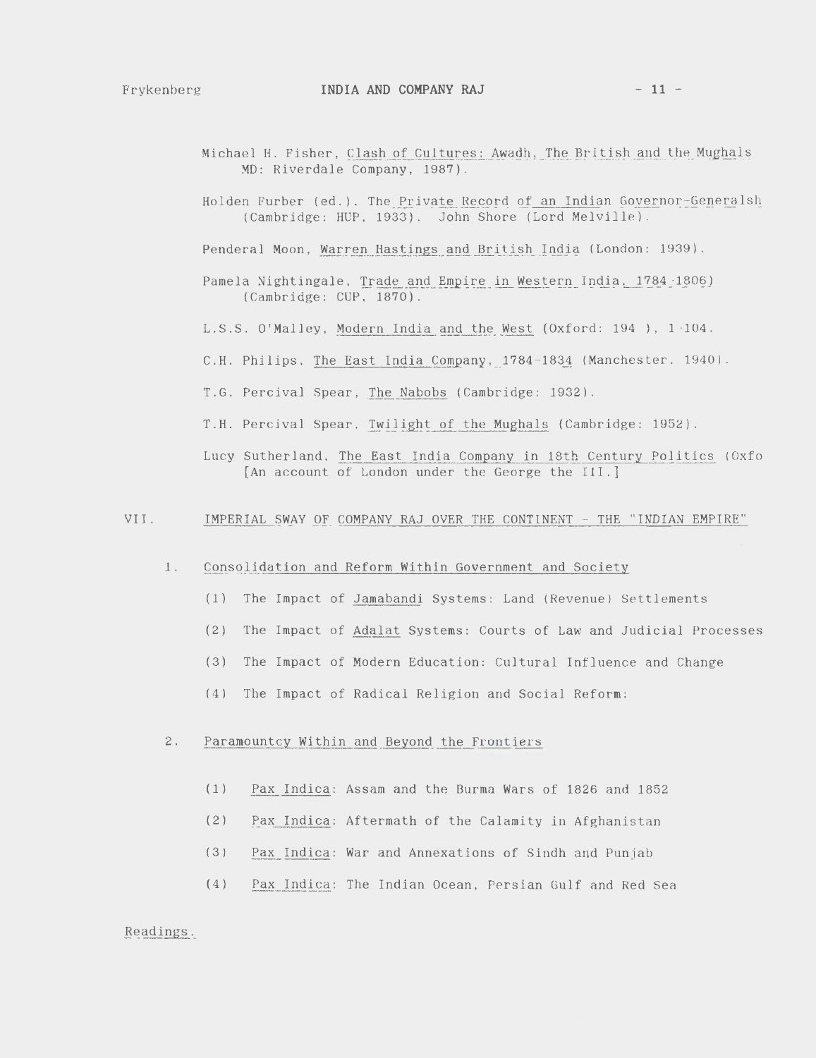Michael H. Fisher, Clash of Cultures: Awadh, The British and the Mughals MD: Riverdale Company, 1987).

Holden Furber (ed.). The Private Record of an Indian Governor-Generalsh (Cambridge: HUP, 1933). John Shore (Lord Melville).

Penderal Moon, Warren Hastings and British India (London: 1939).

Pamela Nightingale, Trade and Empire in Western India, 1784-1806) (Cambridge: CUP, 1870).

L.S.S. O'Malley, Modern India and the West (Oxford: 194 ), 1-104.

C.H. Philips, The East India Company, 1784-1834 (Manchester, 1940).

T.G. Percival Spear, The Nabobs (Cambridge: 1932).

T.H. Percival Spear, Twilight of the Mughals (Cambridge: 1952).

Lucy Sutherland, The East India Company in 18th Century Politics (Oxfo [An account of London under the George the III.]

## VII. IMPERIAL SWAY OF COMPANY RAJ OVER THE CONTINENT - THE "INDIAN EMPIRE"

### 1. Consolidation and Reform Within Government and Society

(1) The Impact of Jamabandi Systems: Land (Revenue) Settlements

(2) The Impact of Adalat Systems: Courts of Law and Judicial Processes

(3) The Impact of Modern Education: Cultural Influence and Change

(4) The Impact of Radical Religion and Social Reform:

### 2. Paramountcy Within and Beyond the Frontiers

(1) Pax Indica: Assam and the Burma Wars of 1826 and 1852

(2) Pax Indica: Aftermath of the Calamity in Afghanistan

(3) Pax Indica: War and Annexations of Sindh and Punjab

(4) Pax Indica: The Indian Ocean, Persian Gulf and Red Sea

Readings.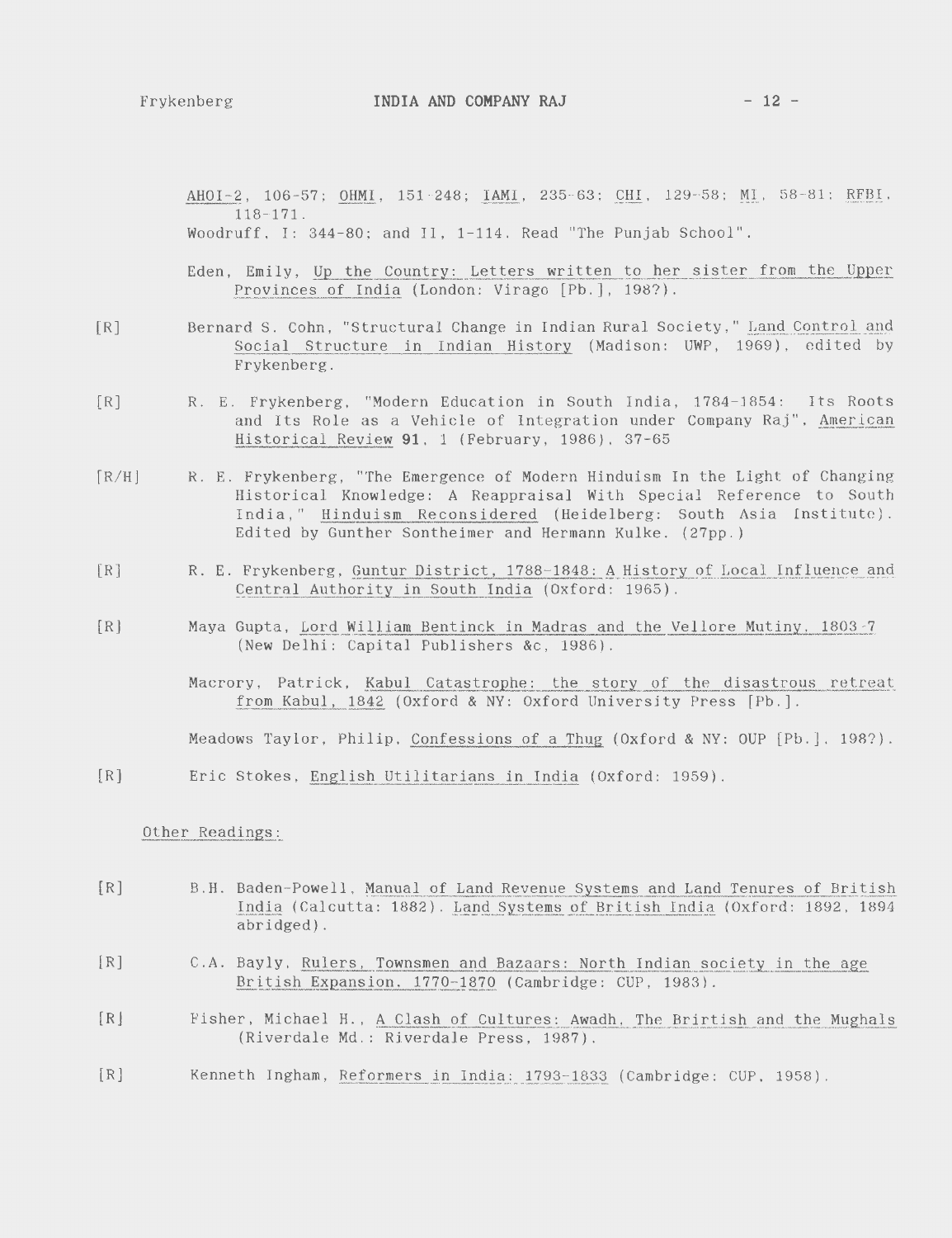AHOI-2, 106-57; OHMI, 151-248; IAMI, 235-63; CHI, 129-58; MI, 58-81; RFBI, 118-171.
Woodruff, I: 344-80; and II, 1-114. Read "The Punjab School".

Eden, Emily, Up the Country: Letters written to her sister from the Upper Provinces of India (London: Virago [Pb.], 198?).

[R] Bernard S. Cohn, "Structural Change in Indian Rural Society," Land Control and Social Structure in Indian History (Madison: UWP, 1969), edited by Frykenberg.

[R] R. E. Frykenberg, "Modern Education in South India, 1784-1854: Its Roots and Its Role as a Vehicle of Integration under Company Raj", American Historical Review **91**, 1 (February, 1986), 37-65

[R/H] R. E. Frykenberg, "The Emergence of Modern Hinduism In the Light of Changing Historical Knowledge: A Reappraisal With Special Reference to South India," Hinduism Reconsidered (Heidelberg: South Asia Institute). Edited by Gunther Sontheimer and Hermann Kulke. (27pp.)

[R] R. E. Frykenberg, Guntur District, 1788-1848: A History of Local Influence and Central Authority in South India (Oxford: 1965).

[R] Maya Gupta, Lord William Bentinck in Madras and the Vellore Mutiny, 1803-7 (New Delhi: Capital Publishers &c, 1986).

Macrory, Patrick, Kabul Catastrophe: the story of the disastrous retreat from Kabul, 1842 (Oxford & NY: Oxford University Press [Pb.].

Meadows Taylor, Philip, Confessions of a Thug (Oxford & NY: OUP [Pb.], 198?).

[R] Eric Stokes, English Utilitarians in India (Oxford: 1959).

Other Readings:

[R] B.H. Baden-Powell, Manual of Land Revenue Systems and Land Tenures of British India (Calcutta: 1882). Land Systems of British India (Oxford: 1892, 1894 abridged).

[R] C.A. Bayly, Rulers, Townsmen and Bazaars: North Indian society in the age British Expansion, 1770-1870 (Cambridge: CUP, 1983).

[R] Fisher, Michael H., A Clash of Cultures: Awadh, The Brirtish and the Mughals (Riverdale Md.: Riverdale Press, 1987).

[R] Kenneth Ingham, Reformers in India: 1793-1833 (Cambridge: CUP, 1958).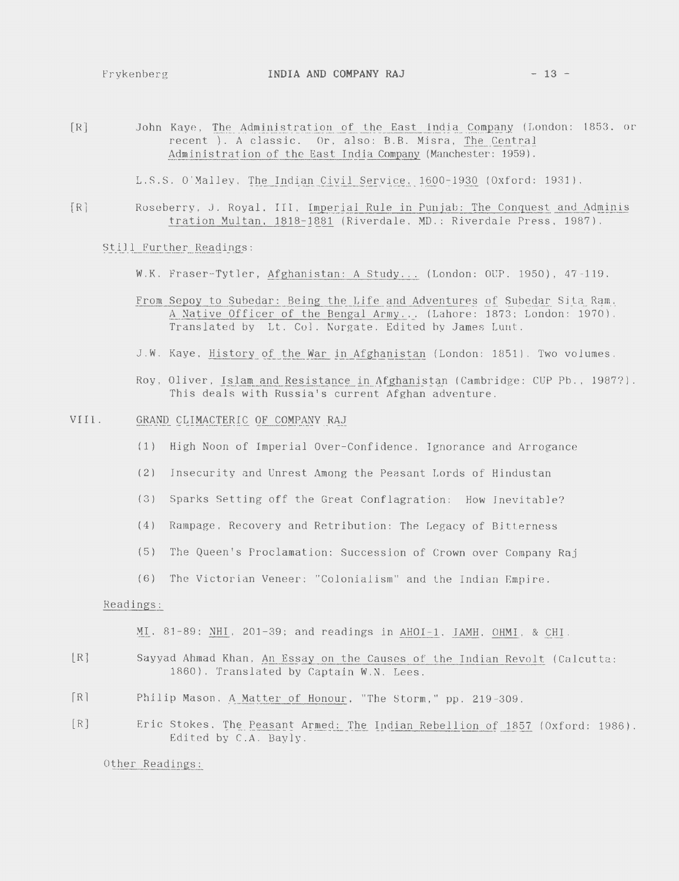[R] John Kaye, The Administration of the East India Company (London: 1853, or recent ). A classic. Or, also: B.B. Misra, The Central Administration of the East India Company (Manchester: 1959).

L.S.S. O'Malley, The Indian Civil Service, 1600-1930 (Oxford: 1931).

[R] Roseberry, J. Royal, III, Imperial Rule in Punjab: The Conquest and Administration Multan, 1818-1881 (Riverdale, MD.: Riverdale Press, 1987).

Still Further Readings:

W.K. Fraser-Tytler, Afghanistan: A Study... (London: OUP, 1950), 47-119.

From Sepoy to Subedar: Being the Life and Adventures of Subedar Sita Ram, A Native Officer of the Bengal Army... (Lahore: 1873; London: 1970). Translated by Lt. Col. Norgate. Edited by James Lunt.

J.W. Kaye, History of the War in Afghanistan (London: 1851). Two volumes.

Roy, Oliver, Islam and Resistance in Afghanistan (Cambridge: CUP Pb., 1987?). This deals with Russia's current Afghan adventure.

## VIII. GRAND CLIMACTERIC OF COMPANY RAJ

(1) High Noon of Imperial Over-Confidence, Ignorance and Arrogance

(2) Insecurity and Unrest Among the Peasant Lords of Hindustan

(3) Sparks Setting off the Great Conflagration: How Inevitable?

(4) Rampage, Recovery and Retribution: The Legacy of Bitterness

(5) The Queen's Proclamation: Succession of Crown over Company Raj

(6) The Victorian Veneer: "Colonialism" and the Indian Empire.

Readings:

MI, 81-89; NHI, 201-39; and readings in AHOI-1, IAMH, OHMI, & CHI.

[R] Sayyad Ahmad Khan, An Essay on the Causes of the Indian Revolt (Calcutta: 1860). Translated by Captain W.N. Lees.

[R] Philip Mason, A Matter of Honour, "The Storm," pp. 219-309.

[R] Eric Stokes, The Peasant Armed: The Indian Rebellion of 1857 (Oxford: 1986). Edited by C.A. Bayly.

Other Readings: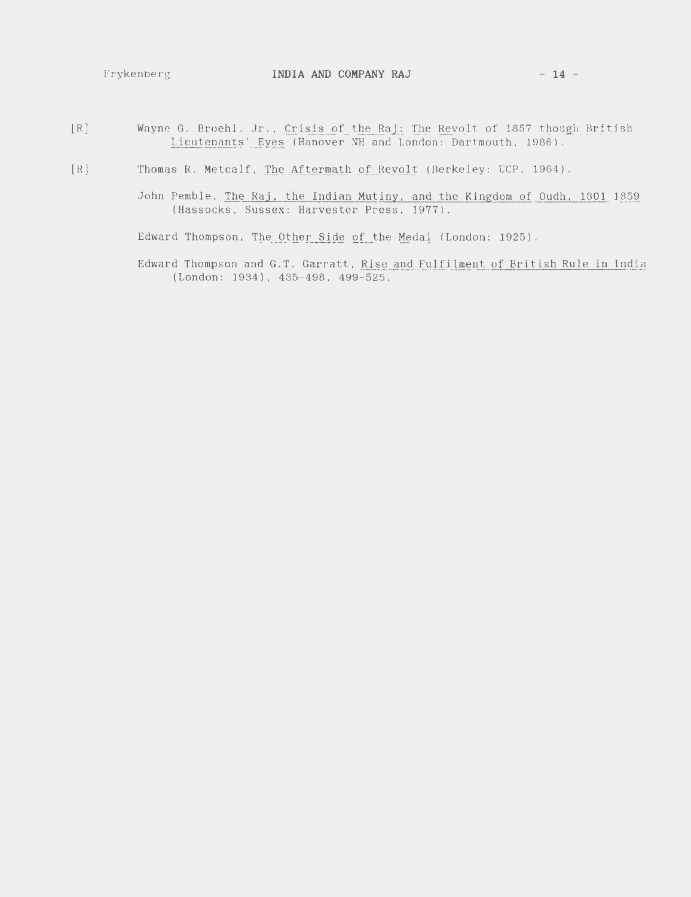[R] Wayne G. Broehl, Jr., Crisis of the Raj: The Revolt of 1857 though British Lieutenants' Eyes (Hanover NH and London: Dartmouth, 1986).

[R] Thomas R. Metcalf, The Aftermath of Revolt (Berkeley: UCP, 1964).

John Pemble, The Raj, the Indian Mutiny, and the Kingdom of Oudh, 1801 1859 (Hassocks, Sussex: Harvester Press, 1977).

Edward Thompson, The Other Side of the Medal (London: 1925).

Edward Thompson and G.T. Garratt, Rise and Fulfilment of British Rule in India (London: 1934), 435-498, 499-525.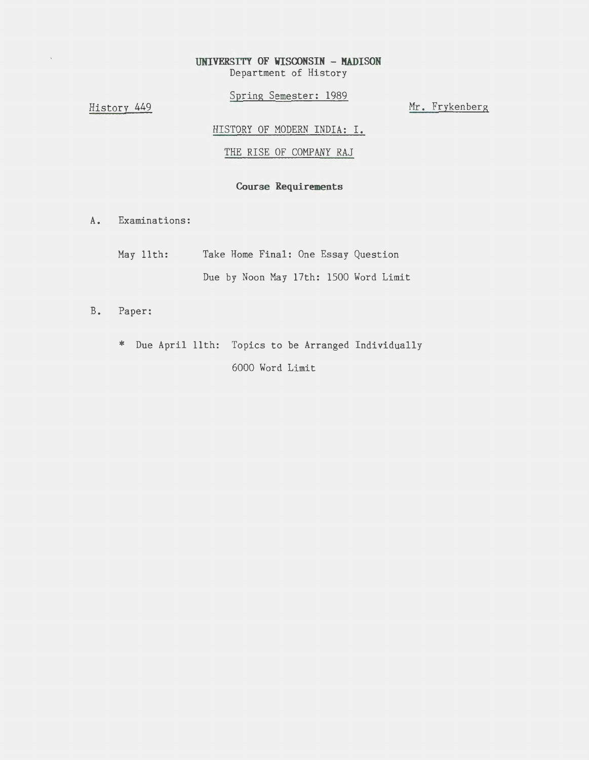**UNIVERSITY OF WISCONSIN - MADISON**
Department of History

Spring Semester: 1989

History 449 — Mr. Frykenberg

HISTORY OF MODERN INDIA: I.

THE RISE OF COMPANY RAJ

## Course Requirements

A. Examinations:

May 11th: Take Home Final: One Essay Question
Due by Noon May 17th: 1500 Word Limit

B. Paper:

* Due April 11th: Topics to be Arranged Individually
6000 Word Limit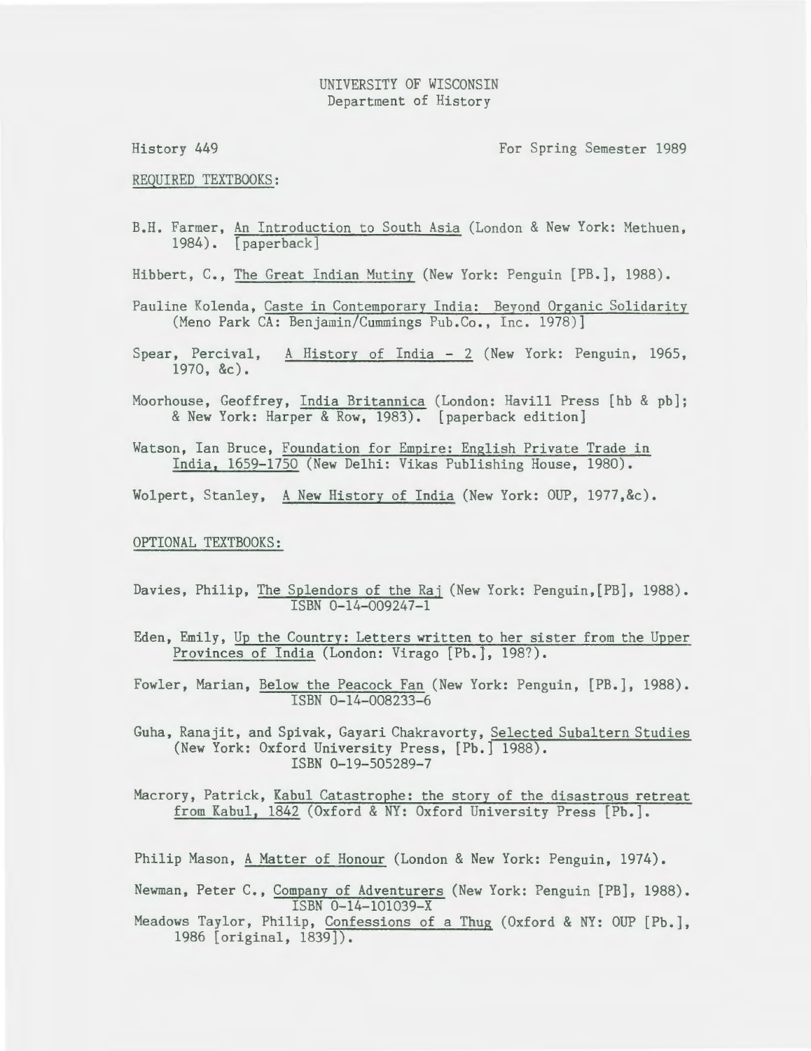UNIVERSITY OF WISCONSIN
Department of History

History 449 — For Spring Semester 1989

REQUIRED TEXTBOOKS:

B.H. Farmer, An Introduction to South Asia (London & New York: Methuen, 1984). [paperback]

Hibbert, C., The Great Indian Mutiny (New York: Penguin [PB.], 1988).

Pauline Kolenda, Caste in Contemporary India: Beyond Organic Solidarity (Meno Park CA: Benjamin/Cummings Pub.Co., Inc. 1978)]

Spear, Percival, A History of India - 2 (New York: Penguin, 1965, 1970, &c).

Moorhouse, Geoffrey, India Britannica (London: Havill Press [hb & pb]; & New York: Harper & Row, 1983). [paperback edition]

Watson, Ian Bruce, Foundation for Empire: English Private Trade in India, 1659-1750 (New Delhi: Vikas Publishing House, 1980).

Wolpert, Stanley, A New History of India (New York: OUP, 1977,&c).

OPTIONAL TEXTBOOKS:

Davies, Philip, The Splendors of the Raj (New York: Penguin,[PB], 1988). ISBN 0-14-009247-1

Eden, Emily, Up the Country: Letters written to her sister from the Upper Provinces of India (London: Virago [Pb.], 198?).

Fowler, Marian, Below the Peacock Fan (New York: Penguin, [PB.], 1988). ISBN 0-14-008233-6

Guha, Ranajit, and Spivak, Gayari Chakravorty, Selected Subaltern Studies (New York: Oxford University Press, [Pb.] 1988). ISBN 0-19-505289-7

Macrory, Patrick, Kabul Catastrophe: the story of the disastrous retreat from Kabul, 1842 (Oxford & NY: Oxford University Press [Pb.].

Philip Mason, A Matter of Honour (London & New York: Penguin, 1974).

Newman, Peter C., Company of Adventurers (New York: Penguin [PB], 1988). ISBN 0-14-101039-X

Meadows Taylor, Philip, Confessions of a Thug (Oxford & NY: OUP [Pb.], 1986 [original, 1839]).